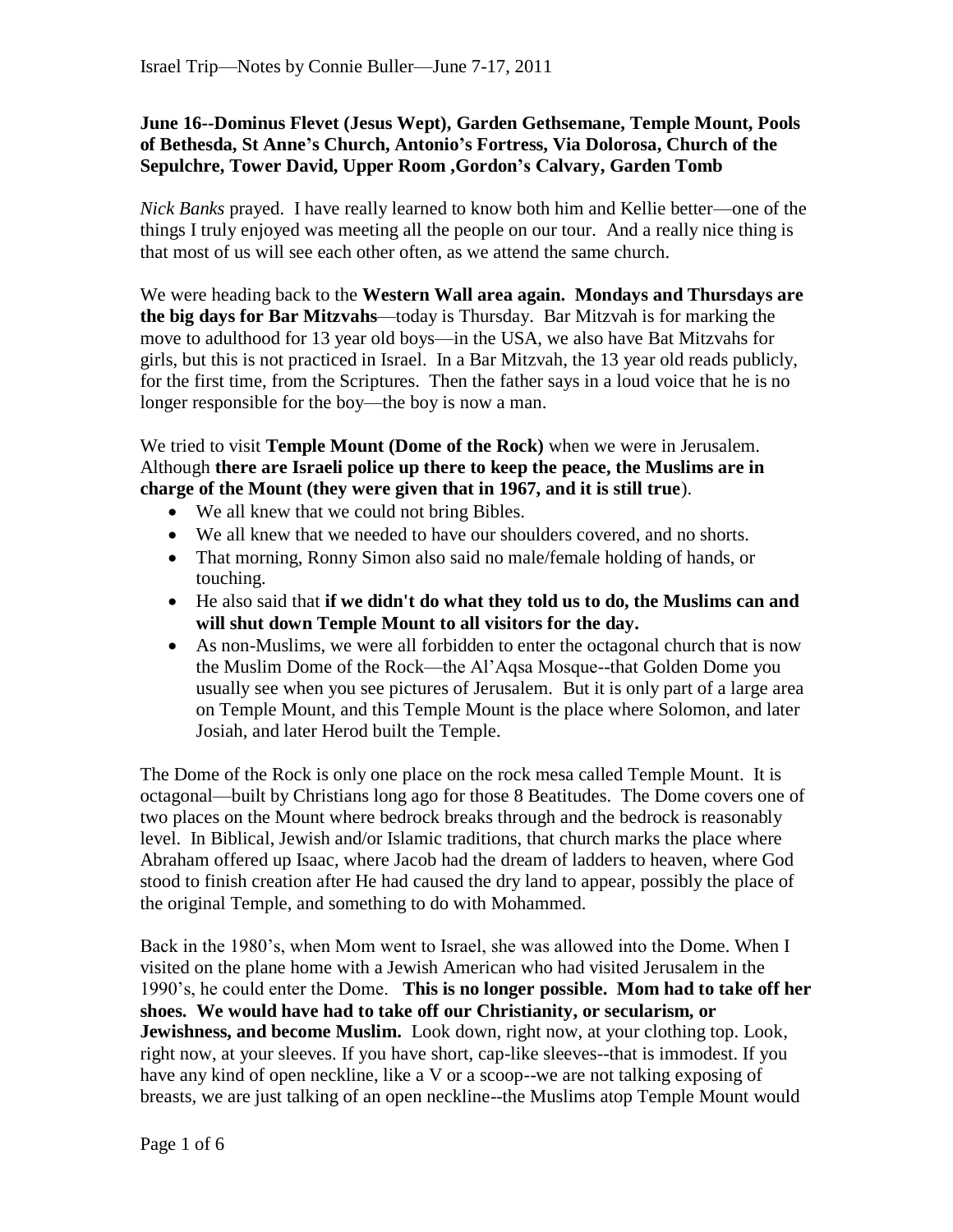**June 16--Dominus Flevet (Jesus Wept), Garden Gethsemane, Temple Mount, Pools of Bethesda, St Anne's Church, Antonio's Fortress, Via Dolorosa, Church of the Sepulchre, Tower David, Upper Room ,Gordon's Calvary, Garden Tomb**

*Nick Banks* prayed. I have really learned to know both him and Kellie better—one of the things I truly enjoyed was meeting all the people on our tour. And a really nice thing is that most of us will see each other often, as we attend the same church.

We were heading back to the **Western Wall area again. Mondays and Thursdays are the big days for Bar Mitzvahs**—today is Thursday. Bar Mitzvah is for marking the move to adulthood for 13 year old boys—in the USA, we also have Bat Mitzvahs for girls, but this is not practiced in Israel. In a Bar Mitzvah, the 13 year old reads publicly, for the first time, from the Scriptures. Then the father says in a loud voice that he is no longer responsible for the boy—the boy is now a man.

We tried to visit **Temple Mount (Dome of the Rock)** when we were in Jerusalem. Although **there are Israeli police up there to keep the peace, the Muslims are in charge of the Mount (they were given that in 1967, and it is still true**).

- We all knew that we could not bring Bibles.
- We all knew that we needed to have our shoulders covered, and no shorts.
- That morning, Ronny Simon also said no male/female holding of hands, or touching.
- He also said that **if we didn't do what they told us to do, the Muslims can and will shut down Temple Mount to all visitors for the day.**
- As non-Muslims, we were all forbidden to enter the octagonal church that is now the Muslim Dome of the Rock—the Al'Aqsa Mosque--that Golden Dome you usually see when you see pictures of Jerusalem. But it is only part of a large area on Temple Mount, and this Temple Mount is the place where Solomon, and later Josiah, and later Herod built the Temple.

The Dome of the Rock is only one place on the rock mesa called Temple Mount. It is octagonal—built by Christians long ago for those 8 Beatitudes. The Dome covers one of two places on the Mount where bedrock breaks through and the bedrock is reasonably level. In Biblical, Jewish and/or Islamic traditions, that church marks the place where Abraham offered up Isaac, where Jacob had the dream of ladders to heaven, where God stood to finish creation after He had caused the dry land to appear, possibly the place of the original Temple, and something to do with Mohammed.

Back in the 1980's, when Mom went to Israel, she was allowed into the Dome. When I visited on the plane home with a Jewish American who had visited Jerusalem in the 1990's, he could enter the Dome. **This is no longer possible. Mom had to take off her shoes. We would have had to take off our Christianity, or secularism, or Jewishness, and become Muslim.** Look down, right now, at your clothing top. Look, right now, at your sleeves. If you have short, cap-like sleeves--that is immodest. If you have any kind of open neckline, like a V or a scoop--we are not talking exposing of breasts, we are just talking of an open neckline--the Muslims atop Temple Mount would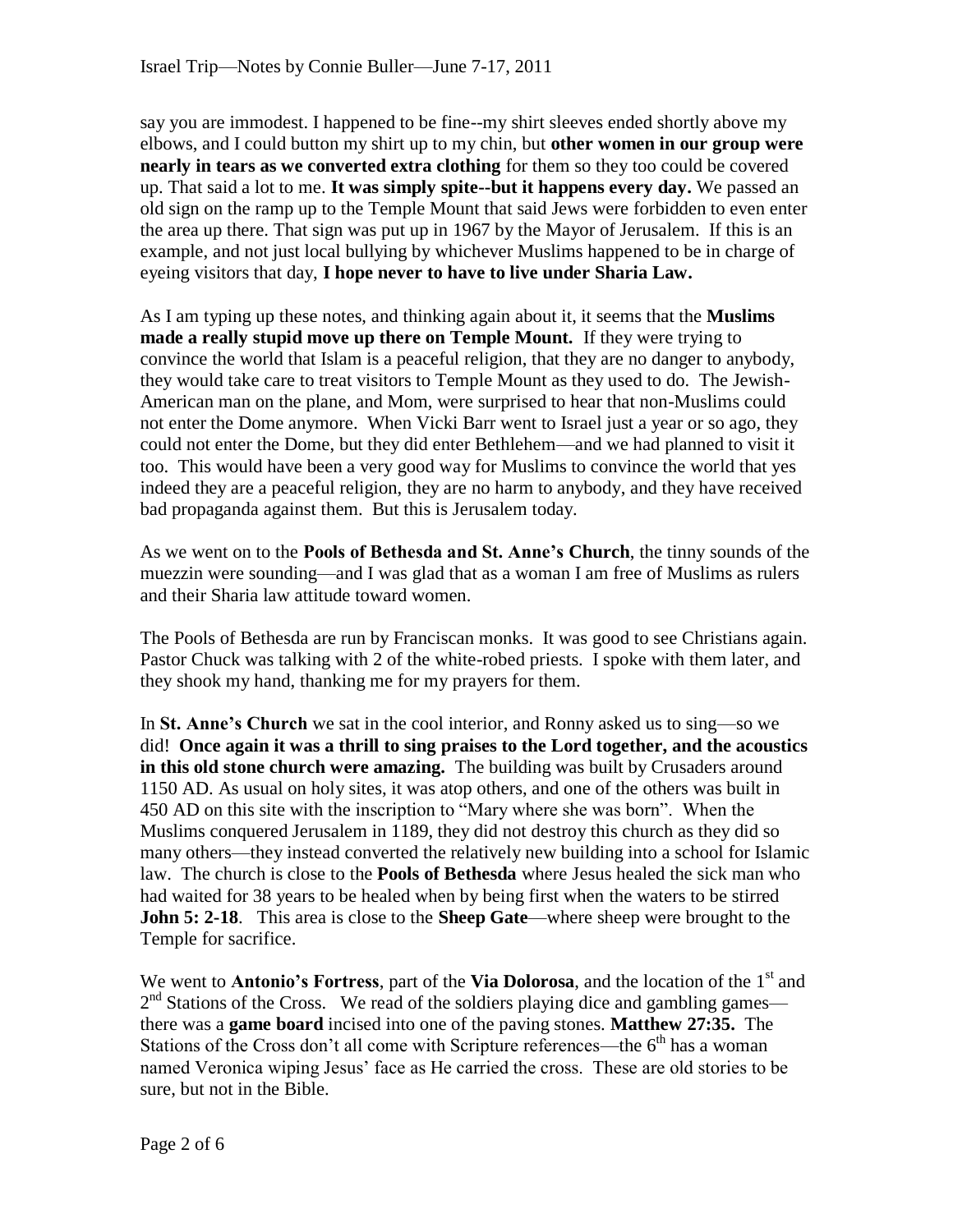say you are immodest. I happened to be fine--my shirt sleeves ended shortly above my elbows, and I could button my shirt up to my chin, but **other women in our group were nearly in tears as we converted extra clothing** for them so they too could be covered up. That said a lot to me. **It was simply spite--but it happens every day.** We passed an old sign on the ramp up to the Temple Mount that said Jews were forbidden to even enter the area up there. That sign was put up in 1967 by the Mayor of Jerusalem. If this is an example, and not just local bullying by whichever Muslims happened to be in charge of eyeing visitors that day, **I hope never to have to live under Sharia Law.**

As I am typing up these notes, and thinking again about it, it seems that the **Muslims made a really stupid move up there on Temple Mount.** If they were trying to convince the world that Islam is a peaceful religion, that they are no danger to anybody, they would take care to treat visitors to Temple Mount as they used to do. The Jewish-American man on the plane, and Mom, were surprised to hear that non-Muslims could not enter the Dome anymore. When Vicki Barr went to Israel just a year or so ago, they could not enter the Dome, but they did enter Bethlehem—and we had planned to visit it too. This would have been a very good way for Muslims to convince the world that yes indeed they are a peaceful religion, they are no harm to anybody, and they have received bad propaganda against them. But this is Jerusalem today.

As we went on to the **Pools of Bethesda and St. Anne's Church**, the tinny sounds of the muezzin were sounding—and I was glad that as a woman I am free of Muslims as rulers and their Sharia law attitude toward women.

The Pools of Bethesda are run by Franciscan monks. It was good to see Christians again. Pastor Chuck was talking with 2 of the white-robed priests. I spoke with them later, and they shook my hand, thanking me for my prayers for them.

In **St. Anne's Church** we sat in the cool interior, and Ronny asked us to sing—so we did! **Once again it was a thrill to sing praises to the Lord together, and the acoustics in this old stone church were amazing.** The building was built by Crusaders around 1150 AD. As usual on holy sites, it was atop others, and one of the others was built in 450 AD on this site with the inscription to "Mary where she was born". When the Muslims conquered Jerusalem in 1189, they did not destroy this church as they did so many others—they instead converted the relatively new building into a school for Islamic law. The church is close to the **Pools of Bethesda** where Jesus healed the sick man who had waited for 38 years to be healed when by being first when the waters to be stirred **John 5: 2-18**. This area is close to the **Sheep Gate**—where sheep were brought to the Temple for sacrifice.

We went to **Antonio's Fortress**, part of the **Via Dolorosa**, and the location of the 1st and 2nd Stations of the Cross. We read of the soldiers playing dice and gambling games—there was a **game board** incised into one of the paving stones. **Matthew 27:35.** The Stations of the Cross don't all come with Scripture references—the 6th has a woman named Veronica wiping Jesus' face as He carried the cross. These are old stories to be sure, but not in the Bible.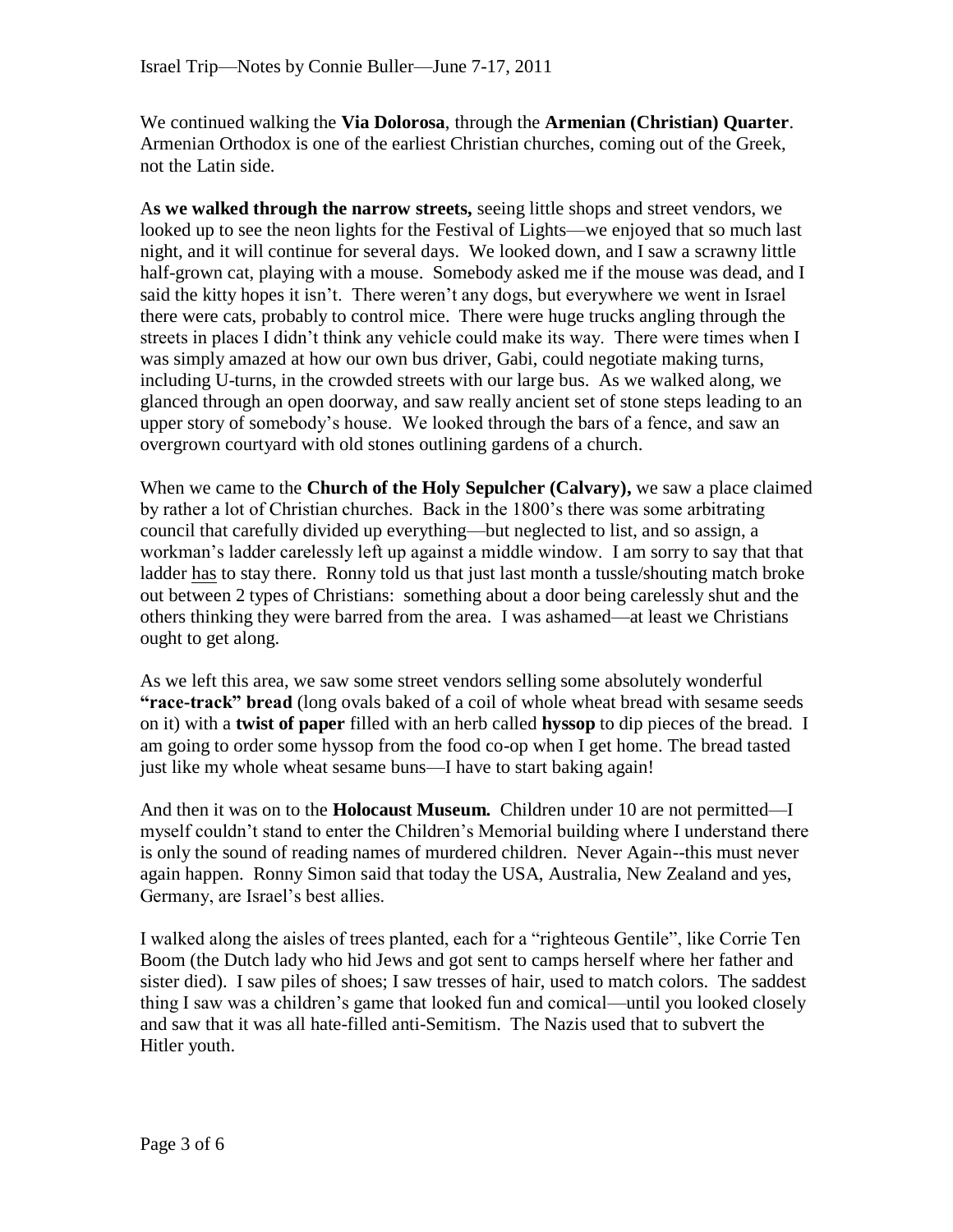We continued walking the **Via Dolorosa**, through the **Armenian (Christian) Quarter**. Armenian Orthodox is one of the earliest Christian churches, coming out of the Greek, not the Latin side.

A**s we walked through the narrow streets,** seeing little shops and street vendors, we looked up to see the neon lights for the Festival of Lights—we enjoyed that so much last night, and it will continue for several days. We looked down, and I saw a scrawny little half-grown cat, playing with a mouse. Somebody asked me if the mouse was dead, and I said the kitty hopes it isn't. There weren't any dogs, but everywhere we went in Israel there were cats, probably to control mice. There were huge trucks angling through the streets in places I didn't think any vehicle could make its way. There were times when I was simply amazed at how our own bus driver, Gabi, could negotiate making turns, including U-turns, in the crowded streets with our large bus. As we walked along, we glanced through an open doorway, and saw really ancient set of stone steps leading to an upper story of somebody's house. We looked through the bars of a fence, and saw an overgrown courtyard with old stones outlining gardens of a church.

When we came to the **Church of the Holy Sepulcher (Calvary),** we saw a place claimed by rather a lot of Christian churches. Back in the 1800's there was some arbitrating council that carefully divided up everything—but neglected to list, and so assign, a workman's ladder carelessly left up against a middle window. I am sorry to say that that ladder <u>has</u> to stay there. Ronny told us that just last month a tussle/shouting match broke out between 2 types of Christians: something about a door being carelessly shut and the others thinking they were barred from the area. I was ashamed—at least we Christians ought to get along.

As we left this area, we saw some street vendors selling some absolutely wonderful **"race-track" bread** (long ovals baked of a coil of whole wheat bread with sesame seeds on it) with a **twist of paper** filled with an herb called **hyssop** to dip pieces of the bread. I am going to order some hyssop from the food co-op when I get home. The bread tasted just like my whole wheat sesame buns—I have to start baking again!

And then it was on to the **Holocaust Museum.** Children under 10 are not permitted—I myself couldn't stand to enter the Children's Memorial building where I understand there is only the sound of reading names of murdered children. Never Again--this must never again happen. Ronny Simon said that today the USA, Australia, New Zealand and yes, Germany, are Israel's best allies.

I walked along the aisles of trees planted, each for a "righteous Gentile", like Corrie Ten Boom (the Dutch lady who hid Jews and got sent to camps herself where her father and sister died). I saw piles of shoes; I saw tresses of hair, used to match colors. The saddest thing I saw was a children's game that looked fun and comical—until you looked closely and saw that it was all hate-filled anti-Semitism. The Nazis used that to subvert the Hitler youth.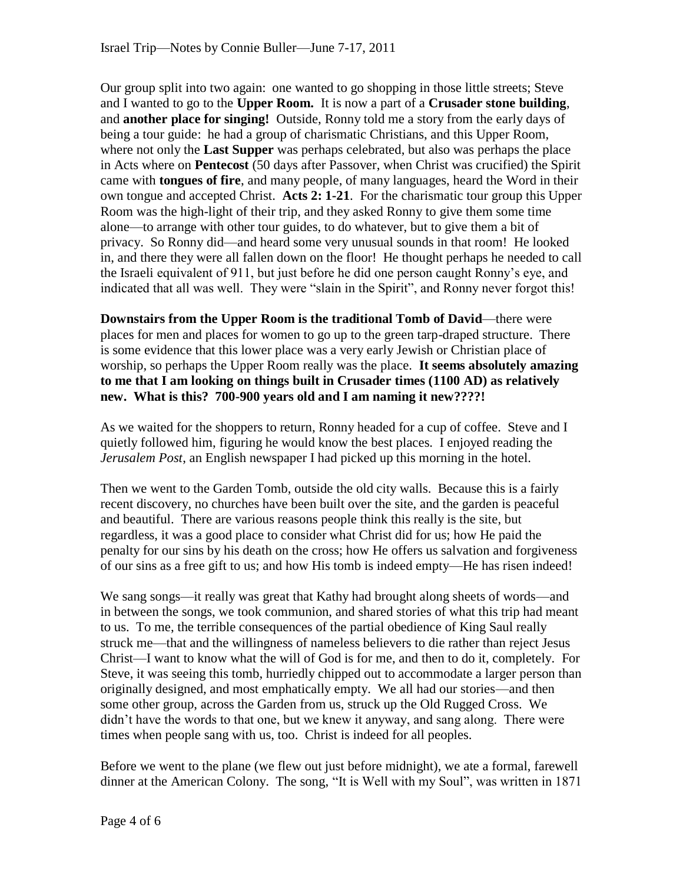Our group split into two again: one wanted to go shopping in those little streets; Steve and I wanted to go to the **Upper Room.** It is now a part of a **Crusader stone building**, and **another place for singing!** Outside, Ronny told me a story from the early days of being a tour guide: he had a group of charismatic Christians, and this Upper Room, where not only the **Last Supper** was perhaps celebrated, but also was perhaps the place in Acts where on **Pentecost** (50 days after Passover, when Christ was crucified) the Spirit came with **tongues of fire**, and many people, of many languages, heard the Word in their own tongue and accepted Christ. **Acts 2: 1-21**. For the charismatic tour group this Upper Room was the high-light of their trip, and they asked Ronny to give them some time alone—to arrange with other tour guides, to do whatever, but to give them a bit of privacy. So Ronny did—and heard some very unusual sounds in that room! He looked in, and there they were all fallen down on the floor! He thought perhaps he needed to call the Israeli equivalent of 911, but just before he did one person caught Ronny's eye, and indicated that all was well. They were "slain in the Spirit", and Ronny never forgot this!

**Downstairs from the Upper Room is the traditional Tomb of David**—there were places for men and places for women to go up to the green tarp-draped structure. There is some evidence that this lower place was a very early Jewish or Christian place of worship, so perhaps the Upper Room really was the place. **It seems absolutely amazing to me that I am looking on things built in Crusader times (1100 AD) as relatively new. What is this? 700-900 years old and I am naming it new????!**

As we waited for the shoppers to return, Ronny headed for a cup of coffee. Steve and I quietly followed him, figuring he would know the best places. I enjoyed reading the *Jerusalem Post*, an English newspaper I had picked up this morning in the hotel.

Then we went to the Garden Tomb, outside the old city walls. Because this is a fairly recent discovery, no churches have been built over the site, and the garden is peaceful and beautiful. There are various reasons people think this really is the site, but regardless, it was a good place to consider what Christ did for us; how He paid the penalty for our sins by his death on the cross; how He offers us salvation and forgiveness of our sins as a free gift to us; and how His tomb is indeed empty—He has risen indeed!

We sang songs—it really was great that Kathy had brought along sheets of words—and in between the songs, we took communion, and shared stories of what this trip had meant to us. To me, the terrible consequences of the partial obedience of King Saul really struck me—that and the willingness of nameless believers to die rather than reject Jesus Christ—I want to know what the will of God is for me, and then to do it, completely. For Steve, it was seeing this tomb, hurriedly chipped out to accommodate a larger person than originally designed, and most emphatically empty. We all had our stories—and then some other group, across the Garden from us, struck up the Old Rugged Cross. We didn't have the words to that one, but we knew it anyway, and sang along. There were times when people sang with us, too. Christ is indeed for all peoples.

Before we went to the plane (we flew out just before midnight), we ate a formal, farewell dinner at the American Colony. The song, "It is Well with my Soul", was written in 1871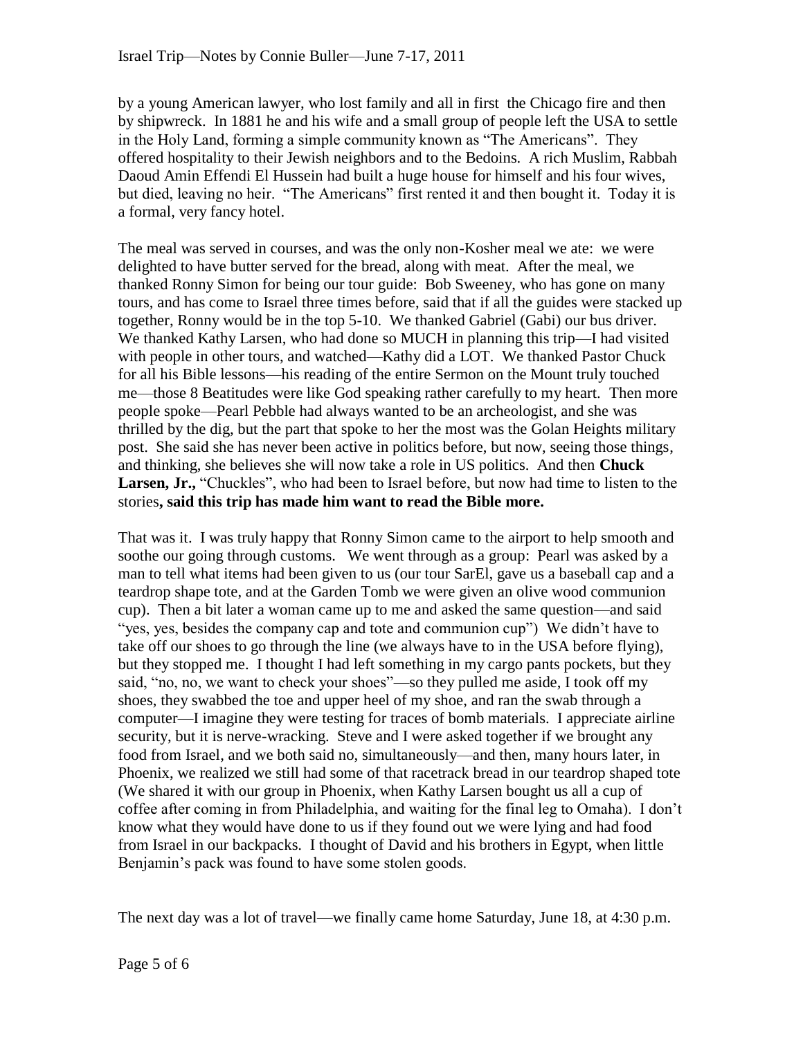by a young American lawyer, who lost family and all in first the Chicago fire and then by shipwreck. In 1881 he and his wife and a small group of people left the USA to settle in the Holy Land, forming a simple community known as "The Americans". They offered hospitality to their Jewish neighbors and to the Bedoins. A rich Muslim, Rabbah Daoud Amin Effendi El Hussein had built a huge house for himself and his four wives, but died, leaving no heir. "The Americans" first rented it and then bought it. Today it is a formal, very fancy hotel.

The meal was served in courses, and was the only non-Kosher meal we ate: we were delighted to have butter served for the bread, along with meat. After the meal, we thanked Ronny Simon for being our tour guide: Bob Sweeney, who has gone on many tours, and has come to Israel three times before, said that if all the guides were stacked up together, Ronny would be in the top 5-10. We thanked Gabriel (Gabi) our bus driver. We thanked Kathy Larsen, who had done so MUCH in planning this trip—I had visited with people in other tours, and watched—Kathy did a LOT. We thanked Pastor Chuck for all his Bible lessons—his reading of the entire Sermon on the Mount truly touched me—those 8 Beatitudes were like God speaking rather carefully to my heart. Then more people spoke—Pearl Pebble had always wanted to be an archeologist, and she was thrilled by the dig, but the part that spoke to her the most was the Golan Heights military post. She said she has never been active in politics before, but now, seeing those things, and thinking, she believes she will now take a role in US politics. And then **Chuck Larsen, Jr.,** "Chuckles", who had been to Israel before, but now had time to listen to the stories**, said this trip has made him want to read the Bible more.**

That was it. I was truly happy that Ronny Simon came to the airport to help smooth and soothe our going through customs. We went through as a group: Pearl was asked by a man to tell what items had been given to us (our tour SarEl, gave us a baseball cap and a teardrop shape tote, and at the Garden Tomb we were given an olive wood communion cup). Then a bit later a woman came up to me and asked the same question—and said "yes, yes, besides the company cap and tote and communion cup") We didn't have to take off our shoes to go through the line (we always have to in the USA before flying), but they stopped me. I thought I had left something in my cargo pants pockets, but they said, "no, no, we want to check your shoes"—so they pulled me aside, I took off my shoes, they swabbed the toe and upper heel of my shoe, and ran the swab through a computer—I imagine they were testing for traces of bomb materials. I appreciate airline security, but it is nerve-wracking. Steve and I were asked together if we brought any food from Israel, and we both said no, simultaneously—and then, many hours later, in Phoenix, we realized we still had some of that racetrack bread in our teardrop shaped tote (We shared it with our group in Phoenix, when Kathy Larsen bought us all a cup of coffee after coming in from Philadelphia, and waiting for the final leg to Omaha). I don't know what they would have done to us if they found out we were lying and had food from Israel in our backpacks. I thought of David and his brothers in Egypt, when little Benjamin's pack was found to have some stolen goods.

The next day was a lot of travel—we finally came home Saturday, June 18, at 4:30 p.m.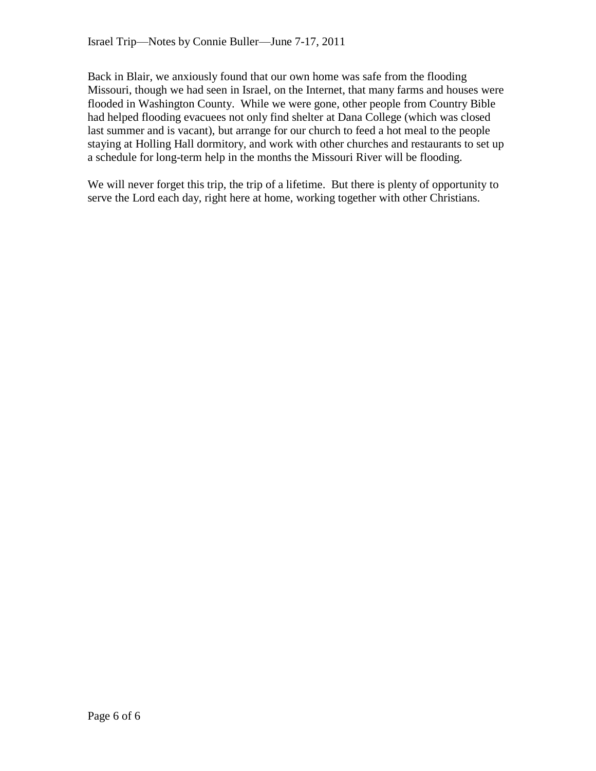Back in Blair, we anxiously found that our own home was safe from the flooding Missouri, though we had seen in Israel, on the Internet, that many farms and houses were flooded in Washington County. While we were gone, other people from Country Bible had helped flooding evacuees not only find shelter at Dana College (which was closed last summer and is vacant), but arrange for our church to feed a hot meal to the people staying at Holling Hall dormitory, and work with other churches and restaurants to set up a schedule for long-term help in the months the Missouri River will be flooding.

We will never forget this trip, the trip of a lifetime. But there is plenty of opportunity to serve the Lord each day, right here at home, working together with other Christians.